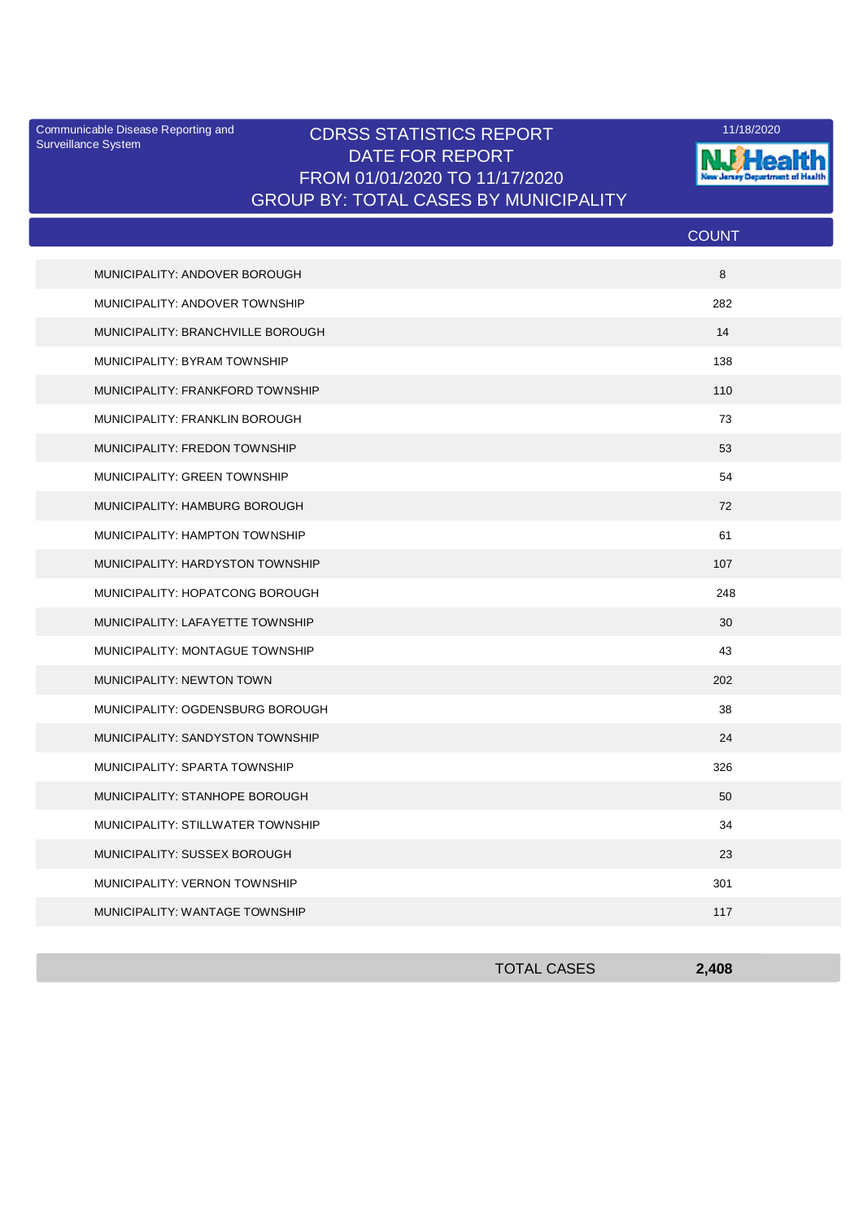Communicable Disease Reporting and Surveillance System

# CDRSS STATISTICS REPORT
## DATE FOR REPORT
## FROM 01/01/2020 TO 11/17/2020
## GROUP BY: TOTAL CASES BY MUNICIPALITY

11/18/2020

NJ Health
New Jersey Department of Health

| | COUNT |
|---|---|
| MUNICIPALITY: ANDOVER BOROUGH | 8 |
| MUNICIPALITY: ANDOVER TOWNSHIP | 282 |
| MUNICIPALITY: BRANCHVILLE BOROUGH | 14 |
| MUNICIPALITY: BYRAM TOWNSHIP | 138 |
| MUNICIPALITY: FRANKFORD TOWNSHIP | 110 |
| MUNICIPALITY: FRANKLIN BOROUGH | 73 |
| MUNICIPALITY: FREDON TOWNSHIP | 53 |
| MUNICIPALITY: GREEN TOWNSHIP | 54 |
| MUNICIPALITY: HAMBURG BOROUGH | 72 |
| MUNICIPALITY: HAMPTON TOWNSHIP | 61 |
| MUNICIPALITY: HARDYSTON TOWNSHIP | 107 |
| MUNICIPALITY: HOPATCONG BOROUGH | 248 |
| MUNICIPALITY: LAFAYETTE TOWNSHIP | 30 |
| MUNICIPALITY: MONTAGUE TOWNSHIP | 43 |
| MUNICIPALITY: NEWTON TOWN | 202 |
| MUNICIPALITY: OGDENSBURG BOROUGH | 38 |
| MUNICIPALITY: SANDYSTON TOWNSHIP | 24 |
| MUNICIPALITY: SPARTA TOWNSHIP | 326 |
| MUNICIPALITY: STANHOPE BOROUGH | 50 |
| MUNICIPALITY: STILLWATER TOWNSHIP | 34 |
| MUNICIPALITY: SUSSEX BOROUGH | 23 |
| MUNICIPALITY: VERNON TOWNSHIP | 301 |
| MUNICIPALITY: WANTAGE TOWNSHIP | 117 |
| TOTAL CASES | **2,408** |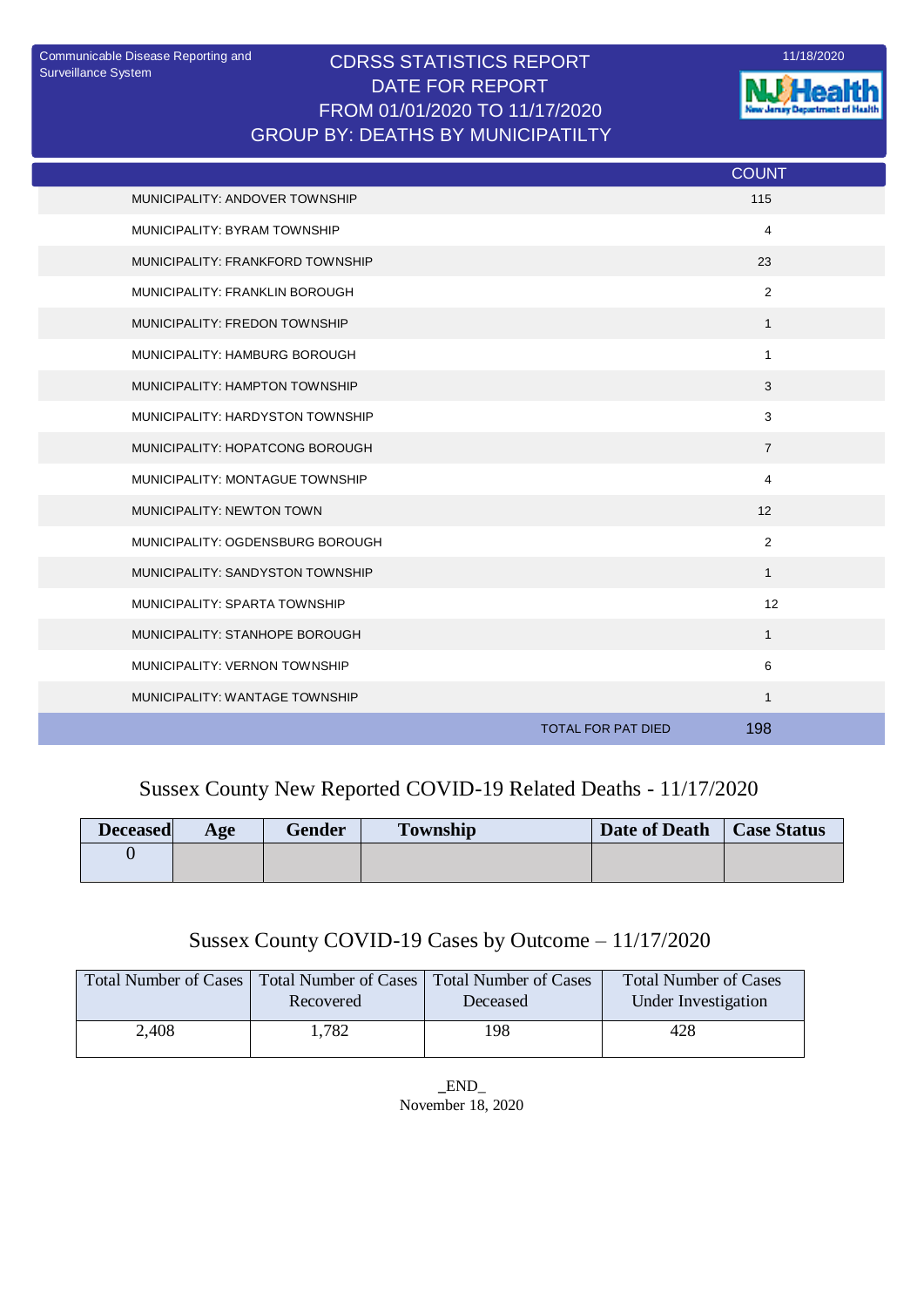Communicable Disease Reporting and Surveillance System

# CDRSS STATISTICS REPORT
## DATE FOR REPORT
## FROM 01/01/2020 TO 11/17/2020
## GROUP BY: DEATHS BY MUNICIPATILTY

11/18/2020

| | COUNT |
|---|---|
| MUNICIPALITY: ANDOVER TOWNSHIP | 115 |
| MUNICIPALITY: BYRAM TOWNSHIP | 4 |
| MUNICIPALITY: FRANKFORD TOWNSHIP | 23 |
| MUNICIPALITY: FRANKLIN BOROUGH | 2 |
| MUNICIPALITY: FREDON TOWNSHIP | 1 |
| MUNICIPALITY: HAMBURG BOROUGH | 1 |
| MUNICIPALITY: HAMPTON TOWNSHIP | 3 |
| MUNICIPALITY: HARDYSTON TOWNSHIP | 3 |
| MUNICIPALITY: HOPATCONG BOROUGH | 7 |
| MUNICIPALITY: MONTAGUE TOWNSHIP | 4 |
| MUNICIPALITY: NEWTON TOWN | 12 |
| MUNICIPALITY: OGDENSBURG BOROUGH | 2 |
| MUNICIPALITY: SANDYSTON TOWNSHIP | 1 |
| MUNICIPALITY: SPARTA TOWNSHIP | 12 |
| MUNICIPALITY: STANHOPE BOROUGH | 1 |
| MUNICIPALITY: VERNON TOWNSHIP | 6 |
| MUNICIPALITY: WANTAGE TOWNSHIP | 1 |
| TOTAL FOR PAT DIED | 198 |

## Sussex County New Reported COVID-19 Related Deaths - 11/17/2020

| Deceased | Age | Gender | Township | Date of Death | Case Status |
|---|---|---|---|---|---|
| 0 | | | | | |

## Sussex County COVID-19 Cases by Outcome – 11/17/2020

| Total Number of Cases | Total Number of Cases Recovered | Total Number of Cases Deceased | Total Number of Cases Under Investigation |
|---|---|---|---|
| 2,408 | 1,782 | 198 | 428 |

_END_
November 18, 2020